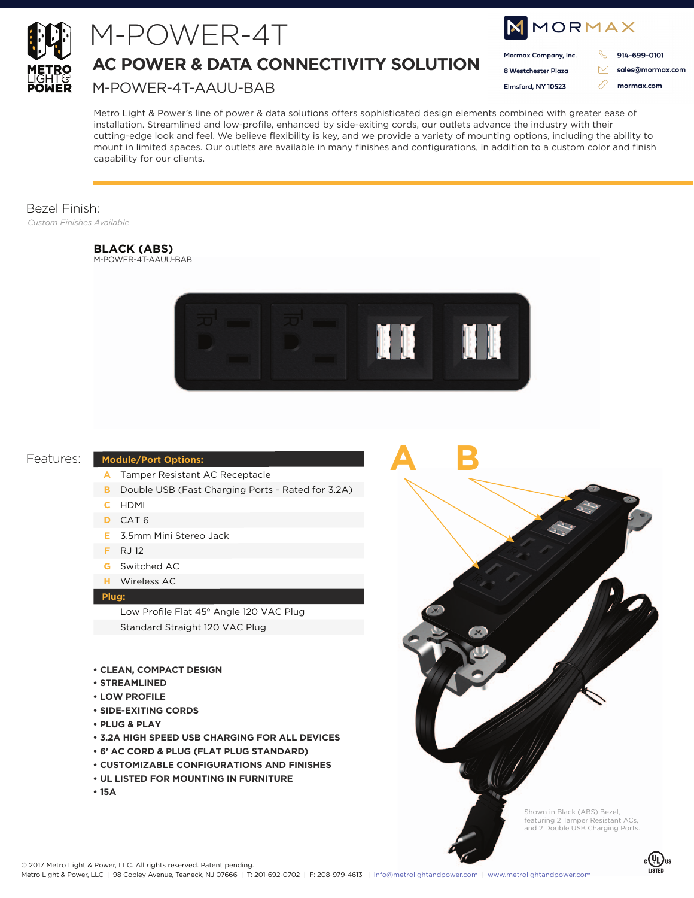# M-POWER-4T

## AC POWER & DATA CONNECTIVITY SOLUTION

M-POWER-4T-AAUU-BAB

MORMAX

Mormax Company, Inc.
8 Westchester Plaza
Elmsford, NY 10523

914-699-0101
sales@mormax.com
mormax.com

Metro Light & Power's line of power & data solutions offers sophisticated design elements combined with greater ease of installation. Streamlined and low-profile, enhanced by side-exiting cords, our outlets advance the industry with their cutting-edge look and feel. We believe flexibility is key, and we provide a variety of mounting options, including the ability to mount in limited spaces. Our outlets are available in many finishes and configurations, in addition to a custom color and finish capability for our clients.

## Bezel Finish:

*Custom Finishes Available*

**BLACK (ABS)**
M-POWER-4T-AAUU-BAB

## Features:

| | **Module/Port Options:** |
|---|---|
| A | Tamper Resistant AC Receptacle |
| B | Double USB (Fast Charging Ports - Rated for 3.2A) |
| C | HDMI |
| D | CAT 6 |
| E | 3.5mm Mini Stereo Jack |
| F | RJ 12 |
| G | Switched AC |
| H | Wireless AC |
| | **Plug:** |
| | Low Profile Flat 45º Angle 120 VAC Plug |
| | Standard Straight 120 VAC Plug |

- **CLEAN, COMPACT DESIGN**
- **STREAMLINED**
- **LOW PROFILE**
- **SIDE-EXITING CORDS**
- **PLUG & PLAY**
- **3.2A HIGH SPEED USB CHARGING FOR ALL DEVICES**
- **6' AC CORD & PLUG (FLAT PLUG STANDARD)**
- **CUSTOMIZABLE CONFIGURATIONS AND FINISHES**
- **UL LISTED FOR MOUNTING IN FURNITURE**
- **15A**

A B

Shown in Black (ABS) Bezel, featuring 2 Tamper Resistant ACs, and 2 Double USB Charging Ports.

© 2017 Metro Light & Power, LLC. All rights reserved. Patent pending.
Metro Light & Power, LLC | 98 Copley Avenue, Teaneck, NJ 07666 | T: 201-692-0702 | F: 208-979-4613 | info@metrolightandpower.com | www.metrolightandpower.com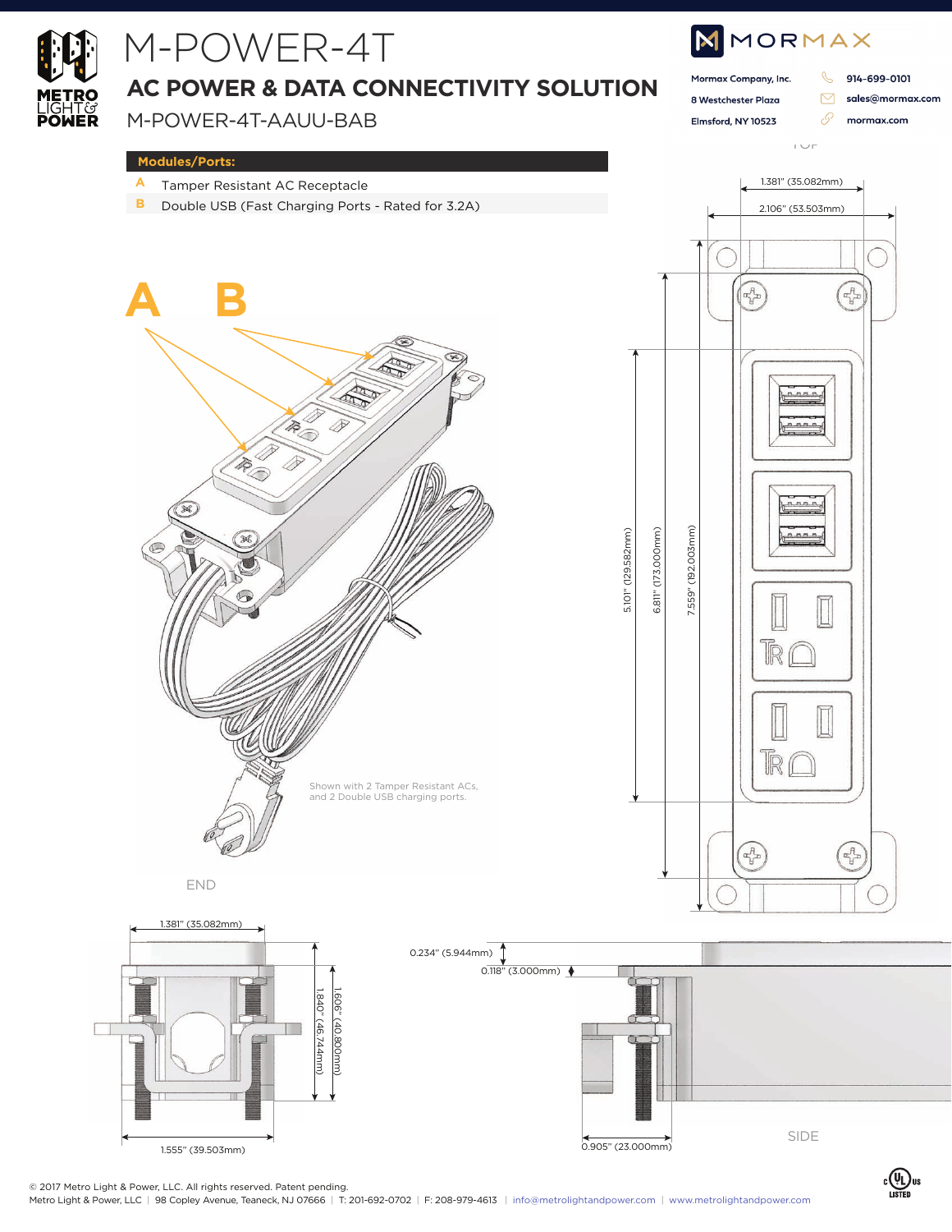# M-POWER-4T

## AC POWER & DATA CONNECTIVITY SOLUTION

M-POWER-4T-AAUU-BAB

Mormax Company, Inc.
8 Westchester Plaza
Elmsford, NY 10523

914-699-0101
sales@mormax.com
mormax.com

**Modules/Ports:**

- **A** Tamper Resistant AC Receptacle
- **B** Double USB (Fast Charging Ports - Rated for 3.2A)

A B

Shown with 2 Tamper Resistant ACs, and 2 Double USB charging ports.

TOP

1.381" (35.082mm)
2.106" (53.503mm)
5.101" (129.582mm)
6.811" (173.000mm)
7.559" (192.003mm)

END

1.381" (35.082mm)
1.840" (46.744mm)
1.606" (40.800mm)
1.555" (39.503mm)

SIDE

0.234" (5.944mm)
0.118" (3.000mm)
0.905" (23.000mm)

© 2017 Metro Light & Power, LLC. All rights reserved. Patent pending.
Metro Light & Power, LLC | 98 Copley Avenue, Teaneck, NJ 07666 | T: 201-692-0702 | F: 208-979-4613 | info@metrolightandpower.com | www.metrolightandpower.com